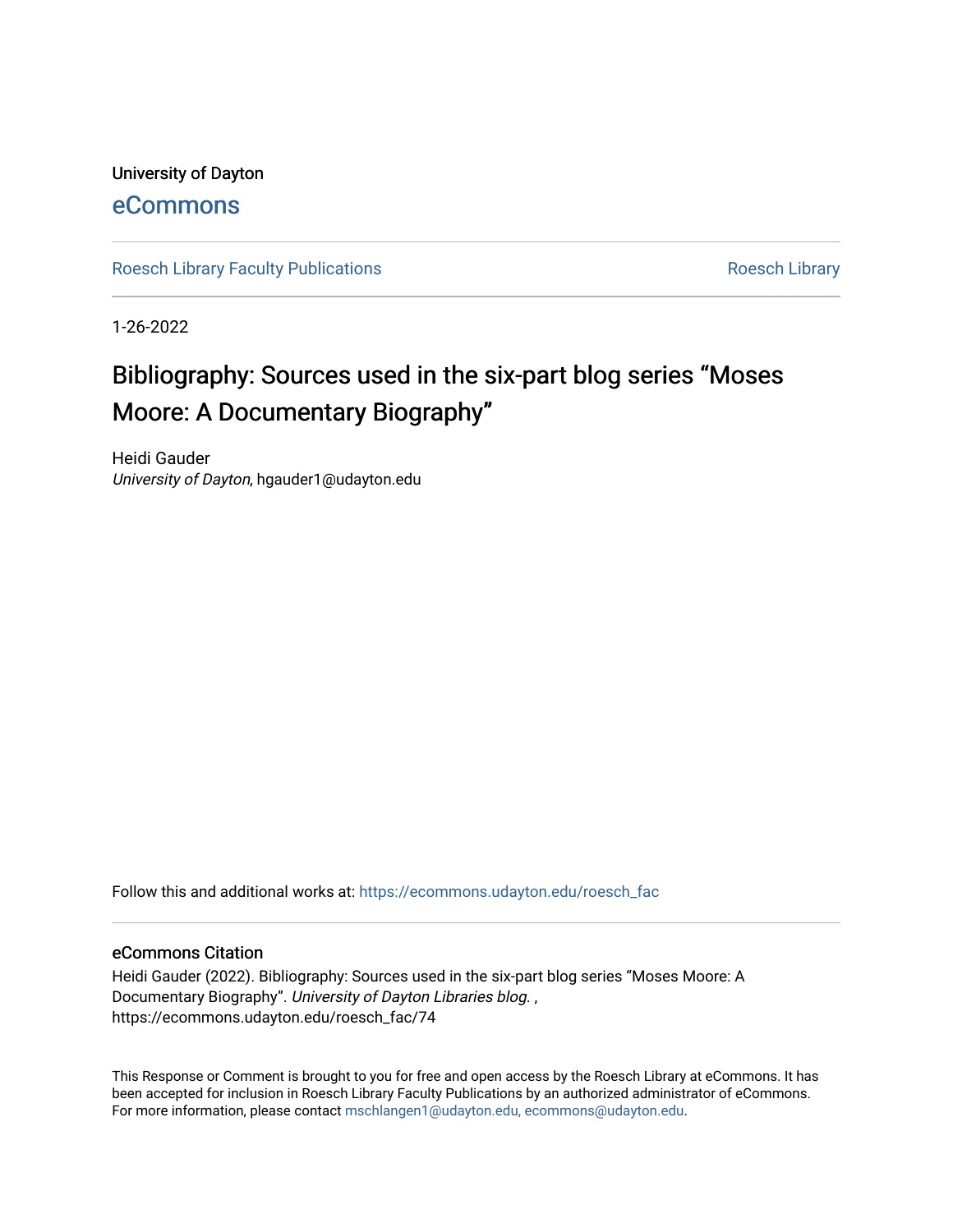University of Dayton

eCommons

Roesch Library Faculty Publications

Roesch Library

1-26-2022

# Bibliography: Sources used in the six-part blog series "Moses Moore: A Documentary Biography"

Heidi Gauder

*University of Dayton*, hgauder1@udayton.edu

Follow this and additional works at: https://ecommons.udayton.edu/roesch_fac

## eCommons Citation

Heidi Gauder (2022). Bibliography: Sources used in the six-part blog series "Moses Moore: A Documentary Biography". *University of Dayton Libraries blog.* , https://ecommons.udayton.edu/roesch_fac/74

This Response or Comment is brought to you for free and open access by the Roesch Library at eCommons. It has been accepted for inclusion in Roesch Library Faculty Publications by an authorized administrator of eCommons. For more information, please contact mschlangen1@udayton.edu, ecommons@udayton.edu.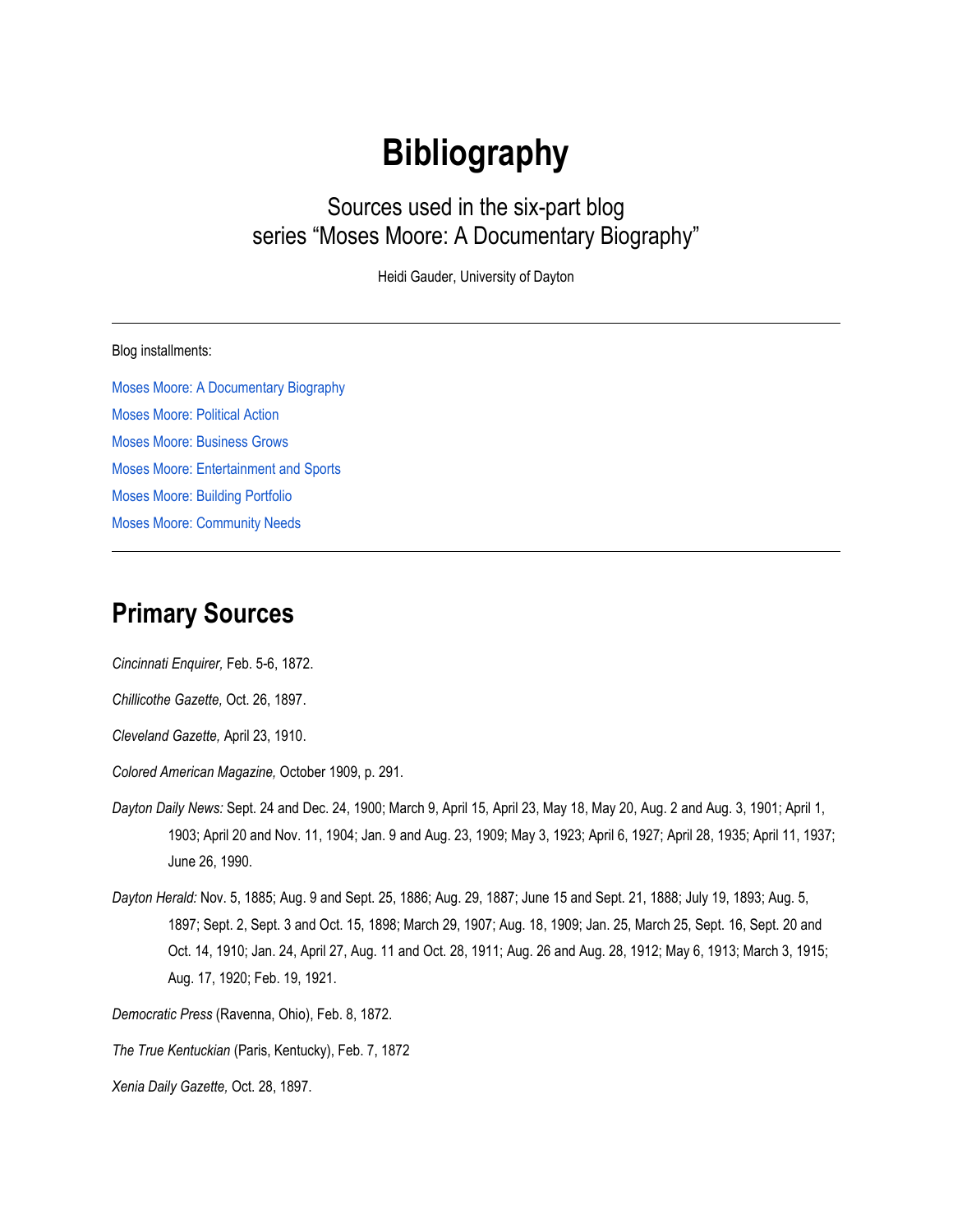# Bibliography

## Sources used in the six-part blog series "Moses Moore: A Documentary Biography"

Heidi Gauder, University of Dayton

---

Blog installments:

Moses Moore: A Documentary Biography

Moses Moore: Political Action

Moses Moore: Business Grows

Moses Moore: Entertainment and Sports

Moses Moore: Building Portfolio

Moses Moore: Community Needs

---

## Primary Sources

*Cincinnati Enquirer,* Feb. 5-6, 1872.

*Chillicothe Gazette,* Oct. 26, 1897.

*Cleveland Gazette,* April 23, 1910.

*Colored American Magazine,* October 1909, p. 291.

*Dayton Daily News:* Sept. 24 and Dec. 24, 1900; March 9, April 15, April 23, May 18, May 20, Aug. 2 and Aug. 3, 1901; April 1, 1903; April 20 and Nov. 11, 1904; Jan. 9 and Aug. 23, 1909; May 3, 1923; April 6, 1927; April 28, 1935; April 11, 1937; June 26, 1990.

*Dayton Herald:* Nov. 5, 1885; Aug. 9 and Sept. 25, 1886; Aug. 29, 1887; June 15 and Sept. 21, 1888; July 19, 1893; Aug. 5, 1897; Sept. 2, Sept. 3 and Oct. 15, 1898; March 29, 1907; Aug. 18, 1909; Jan. 25, March 25, Sept. 16, Sept. 20 and Oct. 14, 1910; Jan. 24, April 27, Aug. 11 and Oct. 28, 1911; Aug. 26 and Aug. 28, 1912; May 6, 1913; March 3, 1915; Aug. 17, 1920; Feb. 19, 1921.

*Democratic Press* (Ravenna, Ohio), Feb. 8, 1872.

*The True Kentuckian* (Paris, Kentucky), Feb. 7, 1872

*Xenia Daily Gazette,* Oct. 28, 1897.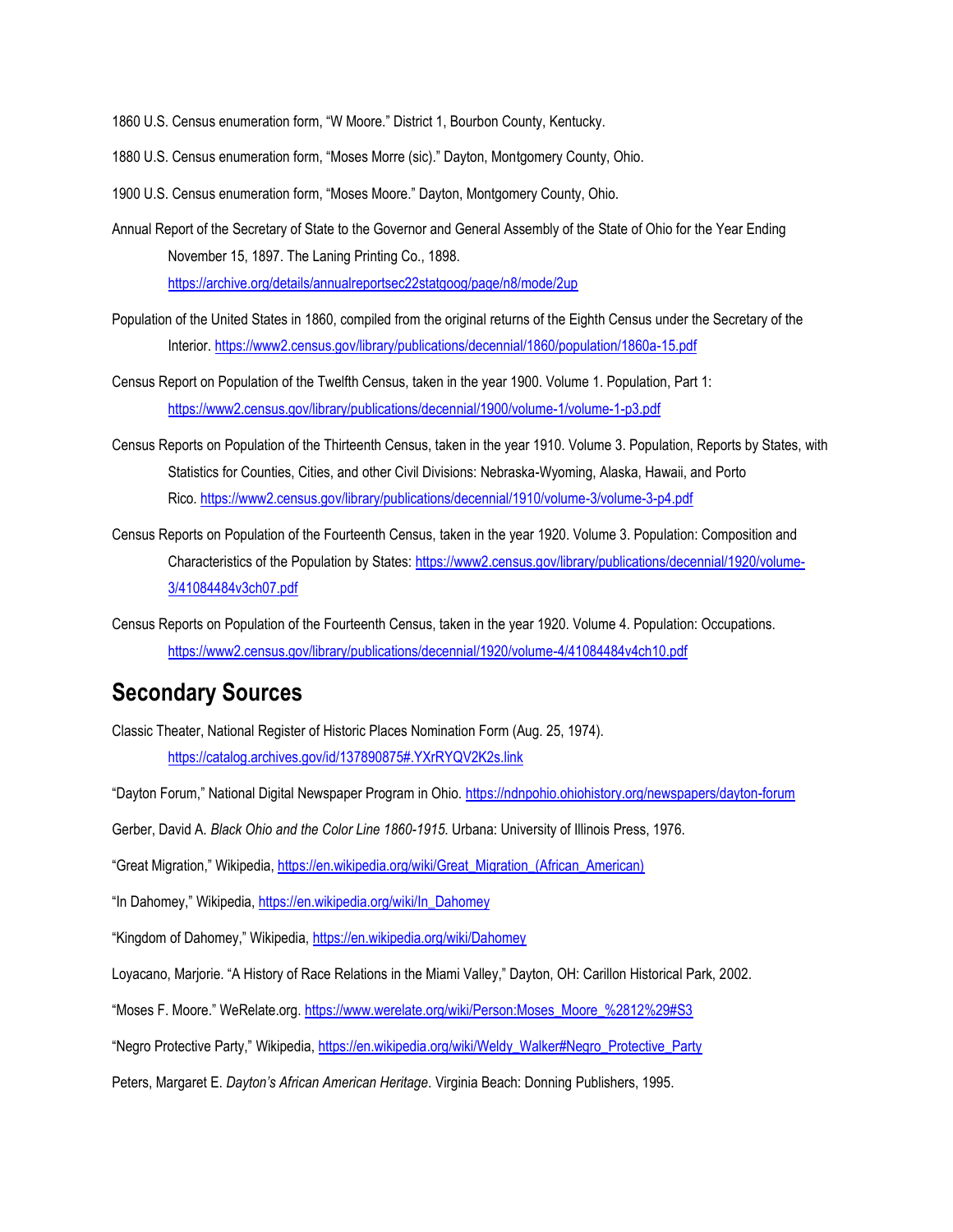1860 U.S. Census enumeration form, "W Moore." District 1, Bourbon County, Kentucky.

1880 U.S. Census enumeration form, "Moses Morre (sic)." Dayton, Montgomery County, Ohio.

1900 U.S. Census enumeration form, "Moses Moore." Dayton, Montgomery County, Ohio.

Annual Report of the Secretary of State to the Governor and General Assembly of the State of Ohio for the Year Ending November 15, 1897. The Laning Printing Co., 1898. https://archive.org/details/annualreportsec22statgoog/page/n8/mode/2up

Population of the United States in 1860, compiled from the original returns of the Eighth Census under the Secretary of the Interior. https://www2.census.gov/library/publications/decennial/1860/population/1860a-15.pdf

Census Report on Population of the Twelfth Census, taken in the year 1900. Volume 1. Population, Part 1: https://www2.census.gov/library/publications/decennial/1900/volume-1/volume-1-p3.pdf

Census Reports on Population of the Thirteenth Census, taken in the year 1910. Volume 3. Population, Reports by States, with Statistics for Counties, Cities, and other Civil Divisions: Nebraska-Wyoming, Alaska, Hawaii, and Porto Rico. https://www2.census.gov/library/publications/decennial/1910/volume-3/volume-3-p4.pdf

Census Reports on Population of the Fourteenth Census, taken in the year 1920. Volume 3. Population: Composition and Characteristics of the Population by States: https://www2.census.gov/library/publications/decennial/1920/volume-3/41084484v3ch07.pdf

Census Reports on Population of the Fourteenth Census, taken in the year 1920. Volume 4. Population: Occupations. https://www2.census.gov/library/publications/decennial/1920/volume-4/41084484v4ch10.pdf

## Secondary Sources

Classic Theater, National Register of Historic Places Nomination Form (Aug. 25, 1974). https://catalog.archives.gov/id/137890875#.YXrRYQV2K2s.link

"Dayton Forum," National Digital Newspaper Program in Ohio. https://ndnpohio.ohiohistory.org/newspapers/dayton-forum

Gerber, David A. *Black Ohio and the Color Line 1860-1915*. Urbana: University of Illinois Press, 1976.

"Great Migration," Wikipedia, https://en.wikipedia.org/wiki/Great_Migration_(African_American)

"In Dahomey," Wikipedia, https://en.wikipedia.org/wiki/In_Dahomey

"Kingdom of Dahomey," Wikipedia, https://en.wikipedia.org/wiki/Dahomey

Loyacano, Marjorie. "A History of Race Relations in the Miami Valley," Dayton, OH: Carillon Historical Park, 2002.

"Moses F. Moore." WeRelate.org. https://www.werelate.org/wiki/Person:Moses_Moore_%2812%29#S3

"Negro Protective Party," Wikipedia, https://en.wikipedia.org/wiki/Weldy_Walker#Negro_Protective_Party

Peters, Margaret E. *Dayton's African American Heritage*. Virginia Beach: Donning Publishers, 1995.